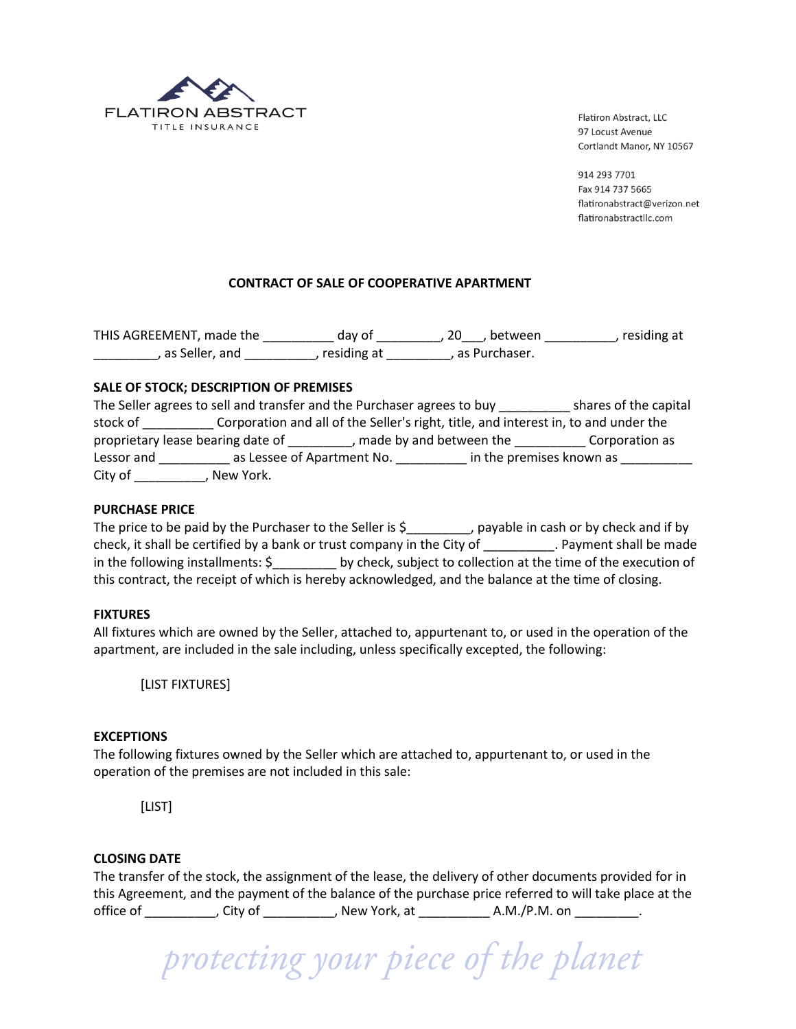FLATIRON ABSTRACT
TITLE INSURANCE

Flatiron Abstract, LLC
97 Locust Avenue
Cortlandt Manor, NY 10567

914 293 7701
Fax 914 737 5665
flatironabstract@verizon.net
flatironabstractllc.com

## CONTRACT OF SALE OF COOPERATIVE APARTMENT

THIS AGREEMENT, made the __________ day of _________, 20___, between __________, residing at _________, as Seller, and __________, residing at _________, as Purchaser.

### SALE OF STOCK; DESCRIPTION OF PREMISES

The Seller agrees to sell and transfer and the Purchaser agrees to buy __________ shares of the capital stock of __________ Corporation and all of the Seller's right, title, and interest in, to and under the proprietary lease bearing date of _________, made by and between the __________ Corporation as Lessor and __________ as Lessee of Apartment No. __________ in the premises known as __________ City of __________, New York.

### PURCHASE PRICE

The price to be paid by the Purchaser to the Seller is $_________, payable in cash or by check and if by check, it shall be certified by a bank or trust company in the City of __________. Payment shall be made in the following installments: $_________ by check, subject to collection at the time of the execution of this contract, the receipt of which is hereby acknowledged, and the balance at the time of closing.

### FIXTURES

All fixtures which are owned by the Seller, attached to, appurtenant to, or used in the operation of the apartment, are included in the sale including, unless specifically excepted, the following:

[LIST FIXTURES]

### EXCEPTIONS

The following fixtures owned by the Seller which are attached to, appurtenant to, or used in the operation of the premises are not included in this sale:

[LIST]

### CLOSING DATE

The transfer of the stock, the assignment of the lease, the delivery of other documents provided for in this Agreement, and the payment of the balance of the purchase price referred to will take place at the office of __________, City of __________, New York, at __________ A.M./P.M. on _________.

*protecting your piece of the planet*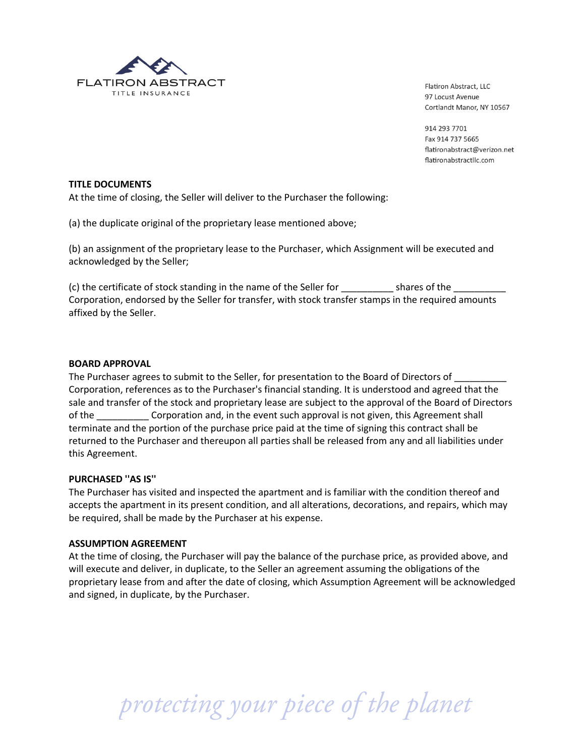**TITLE DOCUMENTS**
At the time of closing, the Seller will deliver to the Purchaser the following:

(a) the duplicate original of the proprietary lease mentioned above;

(b) an assignment of the proprietary lease to the Purchaser, which Assignment will be executed and acknowledged by the Seller;

(c) the certificate of stock standing in the name of the Seller for __________ shares of the __________ Corporation, endorsed by the Seller for transfer, with stock transfer stamps in the required amounts affixed by the Seller.

**BOARD APPROVAL**
The Purchaser agrees to submit to the Seller, for presentation to the Board of Directors of __________ Corporation, references as to the Purchaser's financial standing. It is understood and agreed that the sale and transfer of the stock and proprietary lease are subject to the approval of the Board of Directors of the __________ Corporation and, in the event such approval is not given, this Agreement shall terminate and the portion of the purchase price paid at the time of signing this contract shall be returned to the Purchaser and thereupon all parties shall be released from any and all liabilities under this Agreement.

**PURCHASED "AS IS"**
The Purchaser has visited and inspected the apartment and is familiar with the condition thereof and accepts the apartment in its present condition, and all alterations, decorations, and repairs, which may be required, shall be made by the Purchaser at his expense.

**ASSUMPTION AGREEMENT**
At the time of closing, the Purchaser will pay the balance of the purchase price, as provided above, and will execute and deliver, in duplicate, to the Seller an agreement assuming the obligations of the proprietary lease from and after the date of closing, which Assumption Agreement will be acknowledged and signed, in duplicate, by the Purchaser.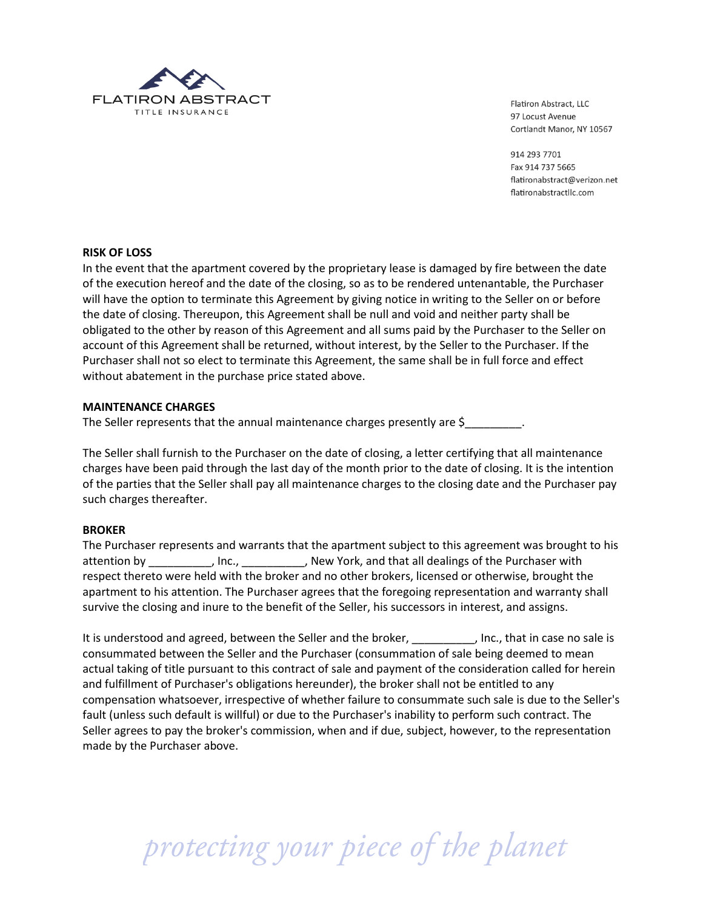**RISK OF LOSS**

In the event that the apartment covered by the proprietary lease is damaged by fire between the date of the execution hereof and the date of the closing, so as to be rendered untenantable, the Purchaser will have the option to terminate this Agreement by giving notice in writing to the Seller on or before the date of closing. Thereupon, this Agreement shall be null and void and neither party shall be obligated to the other by reason of this Agreement and all sums paid by the Purchaser to the Seller on account of this Agreement shall be returned, without interest, by the Seller to the Purchaser. If the Purchaser shall not so elect to terminate this Agreement, the same shall be in full force and effect without abatement in the purchase price stated above.

**MAINTENANCE CHARGES**

The Seller represents that the annual maintenance charges presently are $_________.

The Seller shall furnish to the Purchaser on the date of closing, a letter certifying that all maintenance charges have been paid through the last day of the month prior to the date of closing. It is the intention of the parties that the Seller shall pay all maintenance charges to the closing date and the Purchaser pay such charges thereafter.

**BROKER**

The Purchaser represents and warrants that the apartment subject to this agreement was brought to his attention by __________, Inc., __________, New York, and that all dealings of the Purchaser with respect thereto were held with the broker and no other brokers, licensed or otherwise, brought the apartment to his attention. The Purchaser agrees that the foregoing representation and warranty shall survive the closing and inure to the benefit of the Seller, his successors in interest, and assigns.

It is understood and agreed, between the Seller and the broker, __________, Inc., that in case no sale is consummated between the Seller and the Purchaser (consummation of sale being deemed to mean actual taking of title pursuant to this contract of sale and payment of the consideration called for herein and fulfillment of Purchaser's obligations hereunder), the broker shall not be entitled to any compensation whatsoever, irrespective of whether failure to consummate such sale is due to the Seller's fault (unless such default is willful) or due to the Purchaser's inability to perform such contract. The Seller agrees to pay the broker's commission, when and if due, subject, however, to the representation made by the Purchaser above.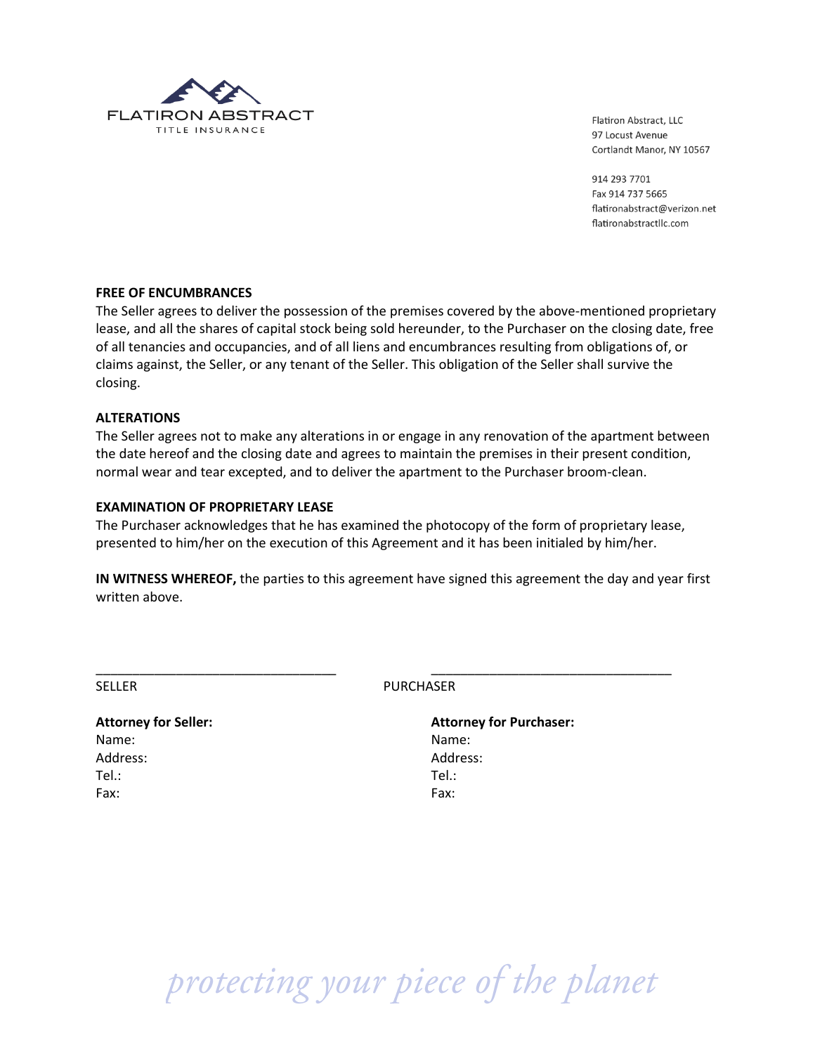**FREE OF ENCUMBRANCES**

The Seller agrees to deliver the possession of the premises covered by the above-mentioned proprietary lease, and all the shares of capital stock being sold hereunder, to the Purchaser on the closing date, free of all tenancies and occupancies, and of all liens and encumbrances resulting from obligations of, or claims against, the Seller, or any tenant of the Seller. This obligation of the Seller shall survive the closing.

**ALTERATIONS**

The Seller agrees not to make any alterations in or engage in any renovation of the apartment between the date hereof and the closing date and agrees to maintain the premises in their present condition, normal wear and tear excepted, and to deliver the apartment to the Purchaser broom-clean.

**EXAMINATION OF PROPRIETARY LEASE**

The Purchaser acknowledges that he has examined the photocopy of the form of proprietary lease, presented to him/her on the execution of this Agreement and it has been initialed by him/her.

**IN WITNESS WHEREOF,** the parties to this agreement have signed this agreement the day and year first written above.

_________________________________ SELLER

_________________________________ PURCHASER

**Attorney for Seller:**
Name:
Address:
Tel.:
Fax:

**Attorney for Purchaser:**
Name:
Address:
Tel.:
Fax: